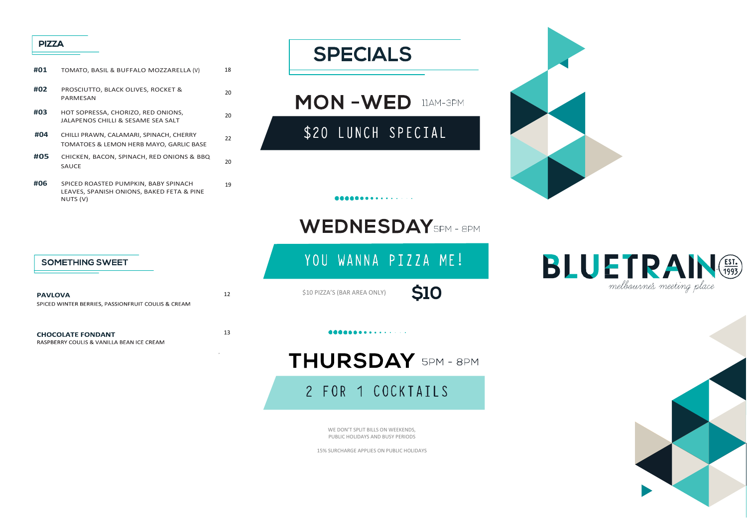## PIZZA

| | | |
|---|---|---|
| #01 | TOMATO, BASIL & BUFFALO MOZZARELLA (V) | 18 |
| #02 | PROSCIUTTO, BLACK OLIVES, ROCKET & PARMESAN | 20 |
| #03 | HOT SOPRESSA, CHORIZO, RED ONIONS, JALAPENOS CHILLI & SESAME SEA SALT | 20 |
| #04 | CHILLI PRAWN, CALAMARI, SPINACH, CHERRY TOMATOES & LEMON HERB MAYO, GARLIC BASE | 22 |
| #05 | CHICKEN, BACON, SPINACH, RED ONIONS & BBQ SAUCE | 20 |
| #06 | SPICED ROASTED PUMPKIN, BABY SPINACH LEAVES, SPANISH ONIONS, BAKED FETA & PINE NUTS (V) | 19 |

## SOMETHING SWEET

**PAVLOVA** — 12
SPICED WINTER BERRIES, PASSIONFRUIT COULIS & CREAM

**CHOCOLATE FONDANT** — 13
RASPBERRY COULIS & VANILLA BEAN ICE CREAM

# SPECIALS

## MON -WED 11AM-3PM

$20 LUNCH SPECIAL

## WEDNESDAY 5PM - 8PM

YOU WANNA PIZZA ME!

$10 PIZZA'S (BAR AREA ONLY) **$10**

## THURSDAY 5PM - 8PM

2 FOR 1 COCKTAILS

WE DON'T SPLIT BILLS ON WEEKENDS, PUBLIC HOLIDAYS AND BUSY PERIODS

15% SURCHARGE APPLIES ON PUBLIC HOLIDAYS

**BLUETRAIN** EST. 1993

*melbourne's meeting place*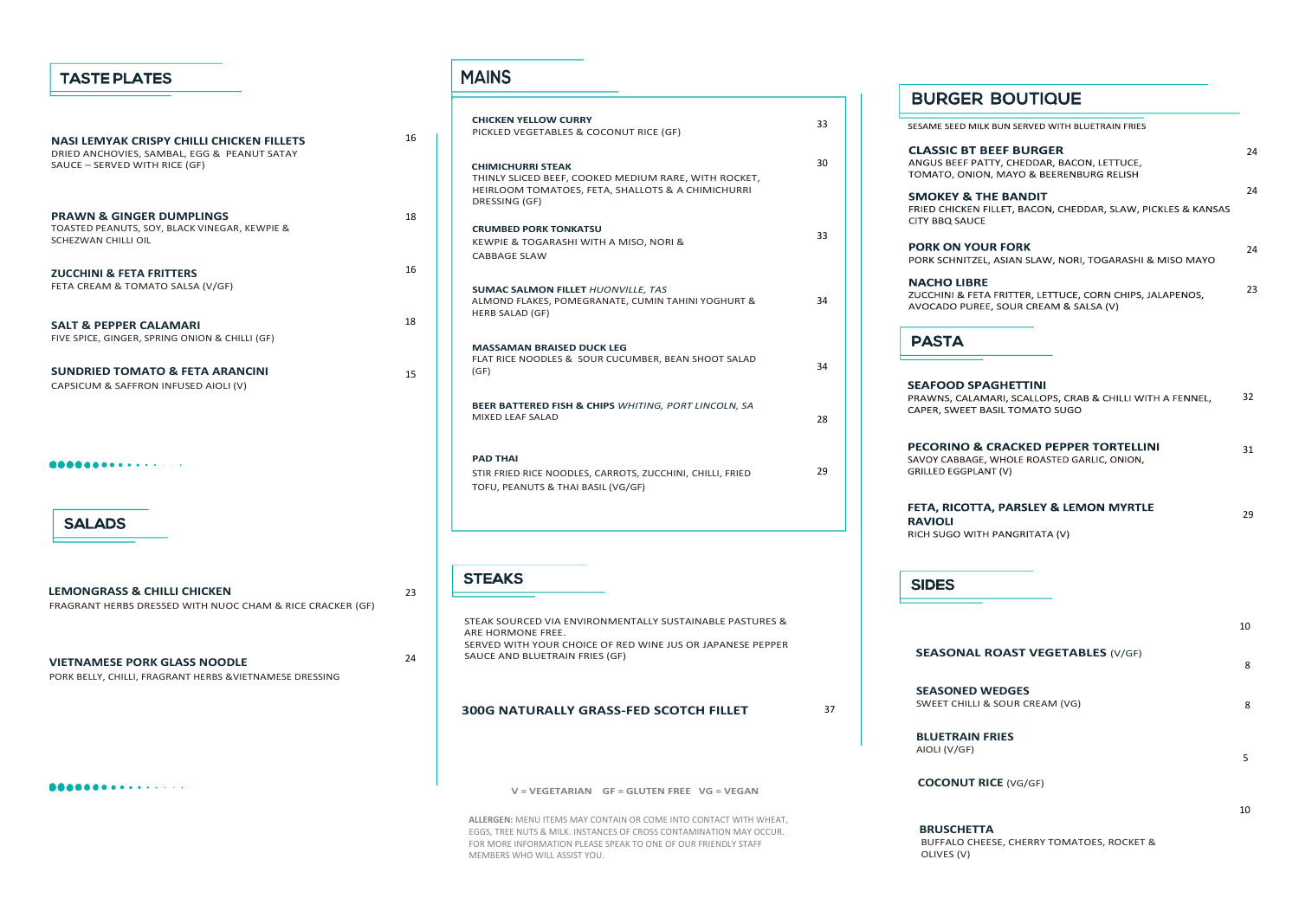## TASTE PLATES

**NASI LEMYAK CRISPY CHILLI CHICKEN FILLETS** — 16
DRIED ANCHOVIES, SAMBAL, EGG & PEANUT SATAY SAUCE – SERVED WITH RICE (GF)

**PRAWN & GINGER DUMPLINGS** — 18
TOASTED PEANUTS, SOY, BLACK VINEGAR, KEWPIE & SCHEZWAN CHILLI OIL

**ZUCCHINI & FETA FRITTERS** — 16
FETA CREAM & TOMATO SALSA (V/GF)

**SALT & PEPPER CALAMARI** — 18
FIVE SPICE, GINGER, SPRING ONION & CHILLI (GF)

**SUNDRIED TOMATO & FETA ARANCINI** — 15
CAPSICUM & SAFFRON INFUSED AIOLI (V)

## SALADS

**LEMONGRASS & CHILLI CHICKEN** — 23
FRAGRANT HERBS DRESSED WITH NUOC CHAM & RICE CRACKER (GF)

**VIETNAMESE PORK GLASS NOODLE** — 24
PORK BELLY, CHILLI, FRAGRANT HERBS &VIETNAMESE DRESSING

## MAINS

**CHICKEN YELLOW CURRY** — 33
PICKLED VEGETABLES & COCONUT RICE (GF)

**CHIMICHURRI STEAK** — 30
THINLY SLICED BEEF, COOKED MEDIUM RARE, WITH ROCKET, HEIRLOOM TOMATOES, FETA, SHALLOTS & A CHIMICHURRI DRESSING (GF)

**CRUMBED PORK TONKATSU** — 33
KEWPIE & TOGARASHI WITH A MISO, NORI & CABBAGE SLAW

**SUMAC SALMON FILLET** *HUONVILLE, TAS* — 34
ALMOND FLAKES, POMEGRANATE, CUMIN TAHINI YOGHURT & HERB SALAD (GF)

**MASSAMAN BRAISED DUCK LEG** — 34
FLAT RICE NOODLES & SOUR CUCUMBER, BEAN SHOOT SALAD (GF)

**BEER BATTERED FISH & CHIPS** *WHITING, PORT LINCOLN, SA* — 28
MIXED LEAF SALAD

**PAD THAI** — 29
STIR FRIED RICE NOODLES, CARROTS, ZUCCHINI, CHILLI, FRIED TOFU, PEANUTS & THAI BASIL (VG/GF)

## STEAKS

STEAK SOURCED VIA ENVIRONMENTALLY SUSTAINABLE PASTURES & ARE HORMONE FREE.
SERVED WITH YOUR CHOICE OF RED WINE JUS OR JAPANESE PEPPER SAUCE AND BLUETRAIN FRIES (GF)

**300G NATURALLY GRASS-FED SCOTCH FILLET** — 37

**V = VEGETARIAN GF = GLUTEN FREE VG = VEGAN**

**ALLERGEN:** MENU ITEMS MAY CONTAIN OR COME INTO CONTACT WITH WHEAT, EGGS, TREE NUTS & MILK. INSTANCES OF CROSS CONTAMINATION MAY OCCUR. FOR MORE INFORMATION PLEASE SPEAK TO ONE OF OUR FRIENDLY STAFF MEMBERS WHO WILL ASSIST YOU.

## BURGER BOUTIQUE

SESAME SEED MILK BUN SERVED WITH BLUETRAIN FRIES

**CLASSIC BT BEEF BURGER** — 24
ANGUS BEEF PATTY, CHEDDAR, BACON, LETTUCE, TOMATO, ONION, MAYO & BEERENBURG RELISH

**SMOKEY & THE BANDIT** — 24
FRIED CHICKEN FILLET, BACON, CHEDDAR, SLAW, PICKLES & KANSAS CITY BBQ SAUCE

**PORK ON YOUR FORK** — 24
PORK SCHNITZEL, ASIAN SLAW, NORI, TOGARASHI & MISO MAYO

**NACHO LIBRE** — 23
ZUCCHINI & FETA FRITTER, LETTUCE, CORN CHIPS, JALAPENOS, AVOCADO PUREE, SOUR CREAM & SALSA (V)

## PASTA

**SEAFOOD SPAGHETTINI** — 32
PRAWNS, CALAMARI, SCALLOPS, CRAB & CHILLI WITH A FENNEL, CAPER, SWEET BASIL TOMATO SUGO

**PECORINO & CRACKED PEPPER TORTELLINI** — 31
SAVOY CABBAGE, WHOLE ROASTED GARLIC, ONION, GRILLED EGGPLANT (V)

**FETA, RICOTTA, PARSLEY & LEMON MYRTLE RAVIOLI** — 29
RICH SUGO WITH PANGRITATA (V)

## SIDES

**SEASONAL ROAST VEGETABLES** (V/GF) — 10

**SEASONED WEDGES** — 8
SWEET CHILLI & SOUR CREAM (VG)

**BLUETRAIN FRIES** — 8
AIOLI (V/GF)

**COCONUT RICE** (VG/GF) — 5

**BRUSCHETTA** — 10
BUFFALO CHEESE, CHERRY TOMATOES, ROCKET & OLIVES (V)